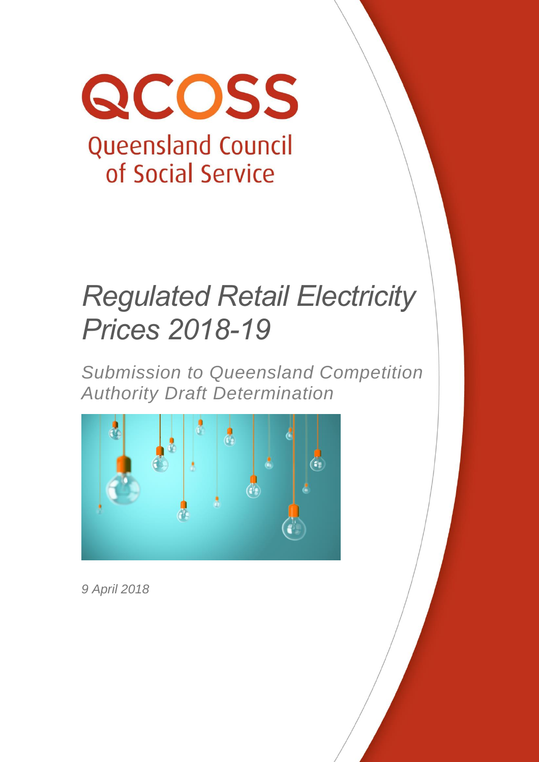QCOSS

Queensland Council of Social Service

# *Regulated Retail Electricity Prices 2018-19*

*Submission to Queensland Competition Authority Draft Determination*

*9 April 2018*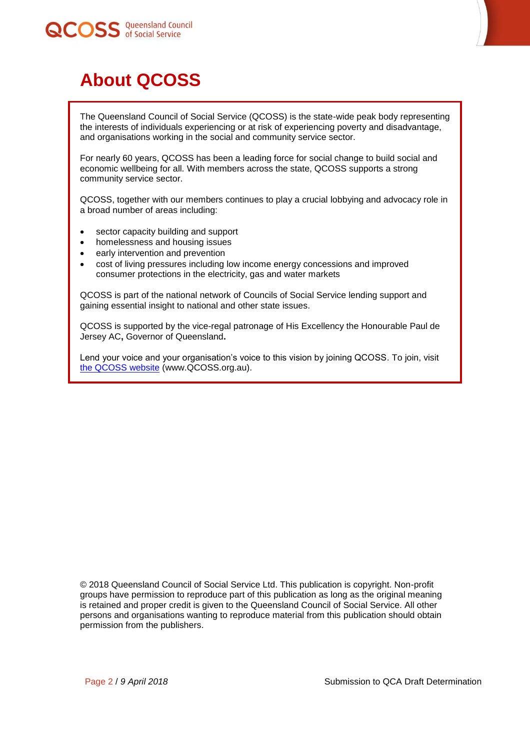# About QCOSS

The Queensland Council of Social Service (QCOSS) is the state-wide peak body representing the interests of individuals experiencing or at risk of experiencing poverty and disadvantage, and organisations working in the social and community service sector.

For nearly 60 years, QCOSS has been a leading force for social change to build social and economic wellbeing for all. With members across the state, QCOSS supports a strong community service sector.

QCOSS, together with our members continues to play a crucial lobbying and advocacy role in a broad number of areas including:

- sector capacity building and support
- homelessness and housing issues
- early intervention and prevention
- cost of living pressures including low income energy concessions and improved consumer protections in the electricity, gas and water markets

QCOSS is part of the national network of Councils of Social Service lending support and gaining essential insight to national and other state issues.

QCOSS is supported by the vice-regal patronage of His Excellency the Honourable Paul de Jersey AC**,** Governor of Queensland**.**

Lend your voice and your organisation's voice to this vision by joining QCOSS. To join, visit [the QCOSS website](http://www.QCOSS.org.au) (www.QCOSS.org.au).

© 2018 Queensland Council of Social Service Ltd. This publication is copyright. Non-profit groups have permission to reproduce part of this publication as long as the original meaning is retained and proper credit is given to the Queensland Council of Social Service. All other persons and organisations wanting to reproduce material from this publication should obtain permission from the publishers.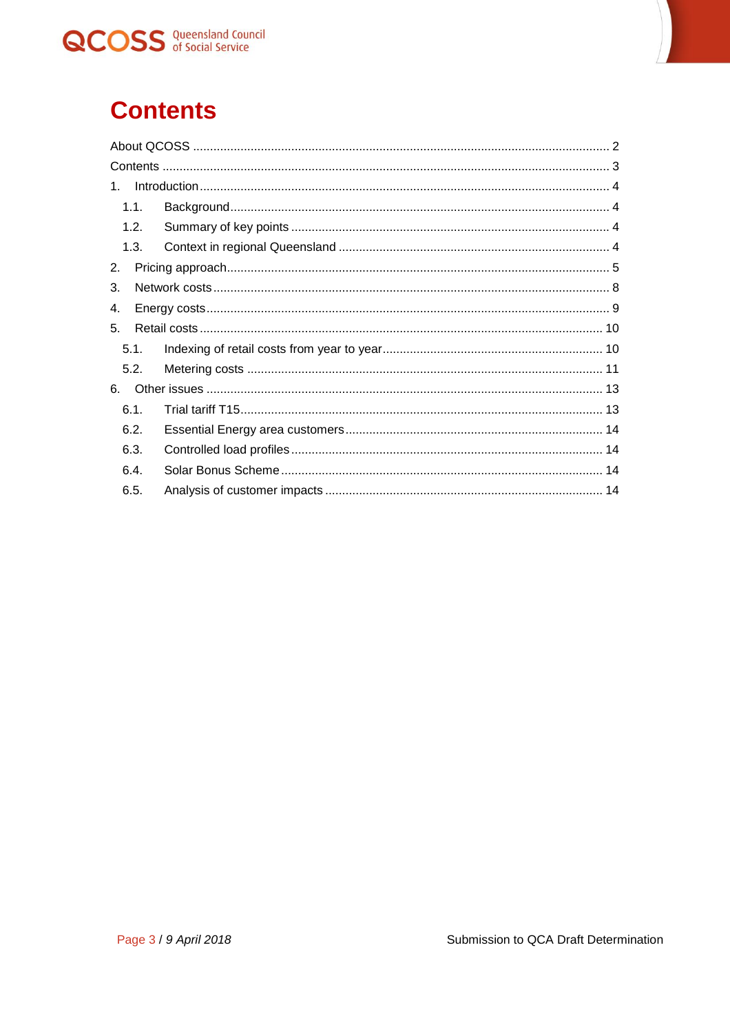# Contents

About QCOSS ........................................................................................................................ 2
Contents ................................................................................................................................ 3
1. Introduction ...................................................................................................................... 4
  1.1. Background ............................................................................................................... 4
  1.2. Summary of key points ............................................................................................. 4
  1.3. Context in regional Queensland ............................................................................... 4
2. Pricing approach ............................................................................................................... 5
3. Network costs ................................................................................................................... 8
4. Energy costs ..................................................................................................................... 9
5. Retail costs ..................................................................................................................... 10
  5.1. Indexing of retail costs from year to year ................................................................ 10
  5.2. Metering costs ........................................................................................................ 11
6. Other issues .................................................................................................................... 13
  6.1. Trial tariff T15 .......................................................................................................... 13
  6.2. Essential Energy area customers ........................................................................... 14
  6.3. Controlled load profiles ........................................................................................... 14
  6.4. Solar Bonus Scheme ............................................................................................... 14
  6.5. Analysis of customer impacts ................................................................................. 14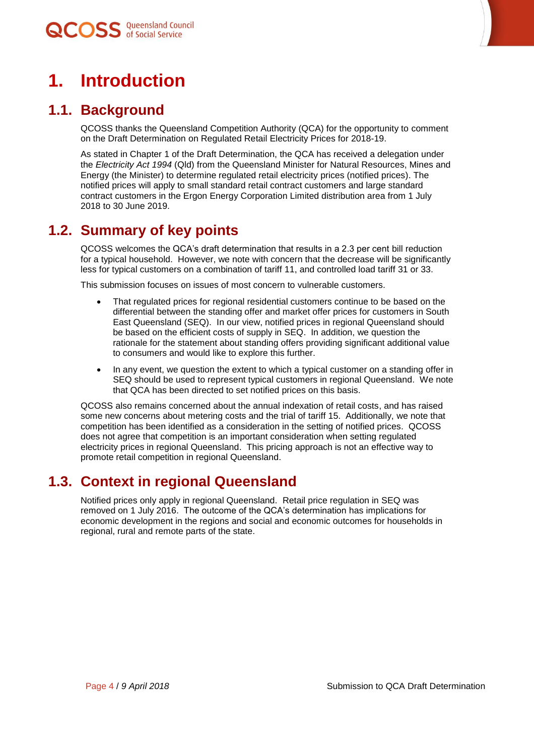# 1. Introduction

## 1.1. Background

QCOSS thanks the Queensland Competition Authority (QCA) for the opportunity to comment on the Draft Determination on Regulated Retail Electricity Prices for 2018-19.

As stated in Chapter 1 of the Draft Determination, the QCA has received a delegation under the *Electricity Act 1994* (Qld) from the Queensland Minister for Natural Resources, Mines and Energy (the Minister) to determine regulated retail electricity prices (notified prices). The notified prices will apply to small standard retail contract customers and large standard contract customers in the Ergon Energy Corporation Limited distribution area from 1 July 2018 to 30 June 2019.

## 1.2. Summary of key points

QCOSS welcomes the QCA's draft determination that results in a 2.3 per cent bill reduction for a typical household. However, we note with concern that the decrease will be significantly less for typical customers on a combination of tariff 11, and controlled load tariff 31 or 33.

This submission focuses on issues of most concern to vulnerable customers.

- That regulated prices for regional residential customers continue to be based on the differential between the standing offer and market offer prices for customers in South East Queensland (SEQ). In our view, notified prices in regional Queensland should be based on the efficient costs of supply in SEQ. In addition, we question the rationale for the statement about standing offers providing significant additional value to consumers and would like to explore this further.
- In any event, we question the extent to which a typical customer on a standing offer in SEQ should be used to represent typical customers in regional Queensland. We note that QCA has been directed to set notified prices on this basis.

QCOSS also remains concerned about the annual indexation of retail costs, and has raised some new concerns about metering costs and the trial of tariff 15. Additionally, we note that competition has been identified as a consideration in the setting of notified prices. QCOSS does not agree that competition is an important consideration when setting regulated electricity prices in regional Queensland. This pricing approach is not an effective way to promote retail competition in regional Queensland.

## 1.3. Context in regional Queensland

Notified prices only apply in regional Queensland. Retail price regulation in SEQ was removed on 1 July 2016. The outcome of the QCA's determination has implications for economic development in the regions and social and economic outcomes for households in regional, rural and remote parts of the state.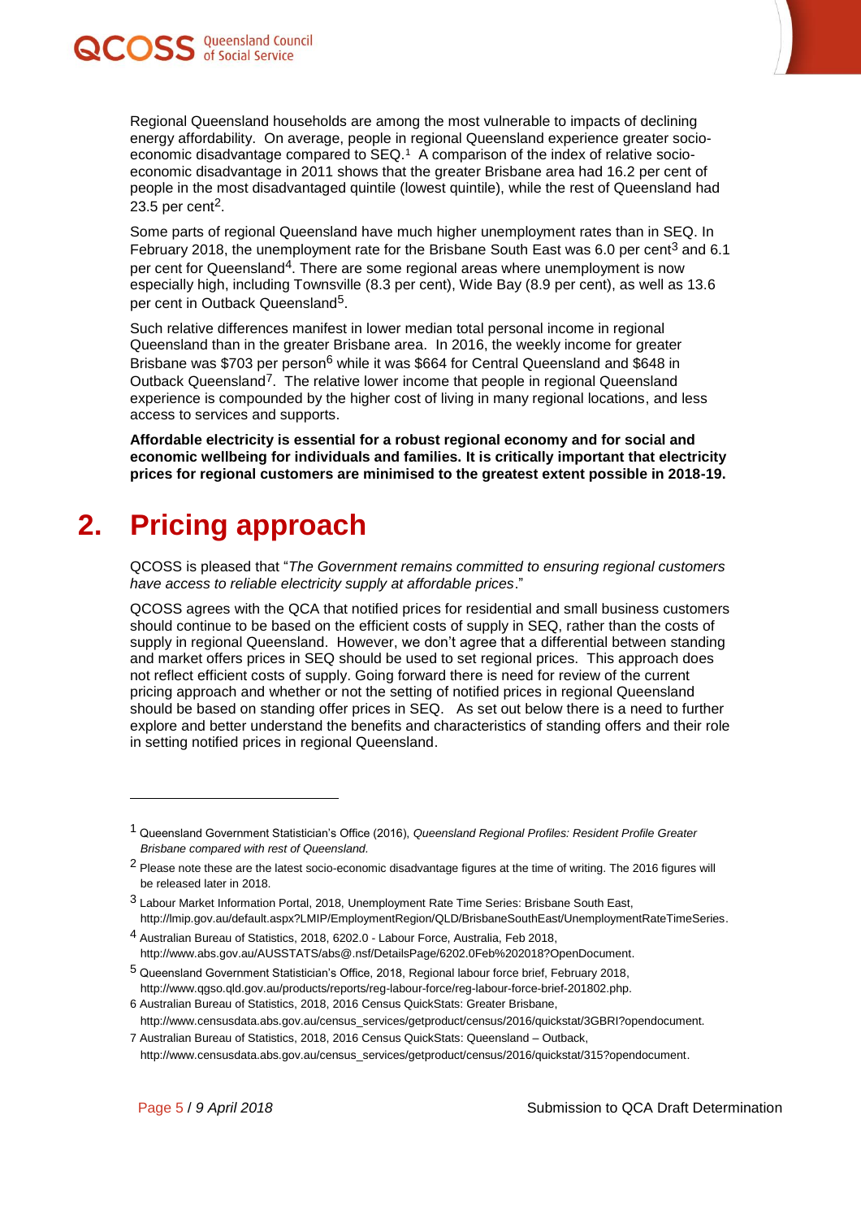Regional Queensland households are among the most vulnerable to impacts of declining energy affordability. On average, people in regional Queensland experience greater socio-economic disadvantage compared to SEQ.[1] A comparison of the index of relative socio-economic disadvantage in 2011 shows that the greater Brisbane area had 16.2 per cent of people in the most disadvantaged quintile (lowest quintile), while the rest of Queensland had 23.5 per cent[2].

Some parts of regional Queensland have much higher unemployment rates than in SEQ. In February 2018, the unemployment rate for the Brisbane South East was 6.0 per cent[3] and 6.1 per cent for Queensland[4]. There are some regional areas where unemployment is now especially high, including Townsville (8.3 per cent), Wide Bay (8.9 per cent), as well as 13.6 per cent in Outback Queensland[5].

Such relative differences manifest in lower median total personal income in regional Queensland than in the greater Brisbane area. In 2016, the weekly income for greater Brisbane was $703 per person[6] while it was $664 for Central Queensland and $648 in Outback Queensland[7]. The relative lower income that people in regional Queensland experience is compounded by the higher cost of living in many regional locations, and less access to services and supports.

**Affordable electricity is essential for a robust regional economy and for social and economic wellbeing for individuals and families. It is critically important that electricity prices for regional customers are minimised to the greatest extent possible in 2018-19.**

# 2. Pricing approach

QCOSS is pleased that "*The Government remains committed to ensuring regional customers have access to reliable electricity supply at affordable prices*."

QCOSS agrees with the QCA that notified prices for residential and small business customers should continue to be based on the efficient costs of supply in SEQ, rather than the costs of supply in regional Queensland. However, we don't agree that a differential between standing and market offers prices in SEQ should be used to set regional prices. This approach does not reflect efficient costs of supply. Going forward there is need for review of the current pricing approach and whether or not the setting of notified prices in regional Queensland should be based on standing offer prices in SEQ. As set out below there is a need to further explore and better understand the benefits and characteristics of standing offers and their role in setting notified prices in regional Queensland.

---

[1] Queensland Government Statistician's Office (2016), *Queensland Regional Profiles: Resident Profile Greater Brisbane compared with rest of Queensland.*

[2] Please note these are the latest socio-economic disadvantage figures at the time of writing. The 2016 figures will be released later in 2018.

[3] Labour Market Information Portal, 2018, Unemployment Rate Time Series: Brisbane South East, http://lmip.gov.au/default.aspx?LMIP/EmploymentRegion/QLD/BrisbaneSouthEast/UnemploymentRateTimeSeries.

[4] Australian Bureau of Statistics, 2018, 6202.0 - Labour Force, Australia, Feb 2018, http://www.abs.gov.au/AUSSTATS/abs@.nsf/DetailsPage/6202.0Feb%202018?OpenDocument.

[5] Queensland Government Statistician's Office, 2018, Regional labour force brief, February 2018, http://www.qgso.qld.gov.au/products/reports/reg-labour-force/reg-labour-force-brief-201802.php.

[6] Australian Bureau of Statistics, 2018, 2016 Census QuickStats: Greater Brisbane, http://www.censusdata.abs.gov.au/census_services/getproduct/census/2016/quickstat/3GBRI?opendocument.

[7] Australian Bureau of Statistics, 2018, 2016 Census QuickStats: Queensland – Outback, http://www.censusdata.abs.gov.au/census_services/getproduct/census/2016/quickstat/315?opendocument.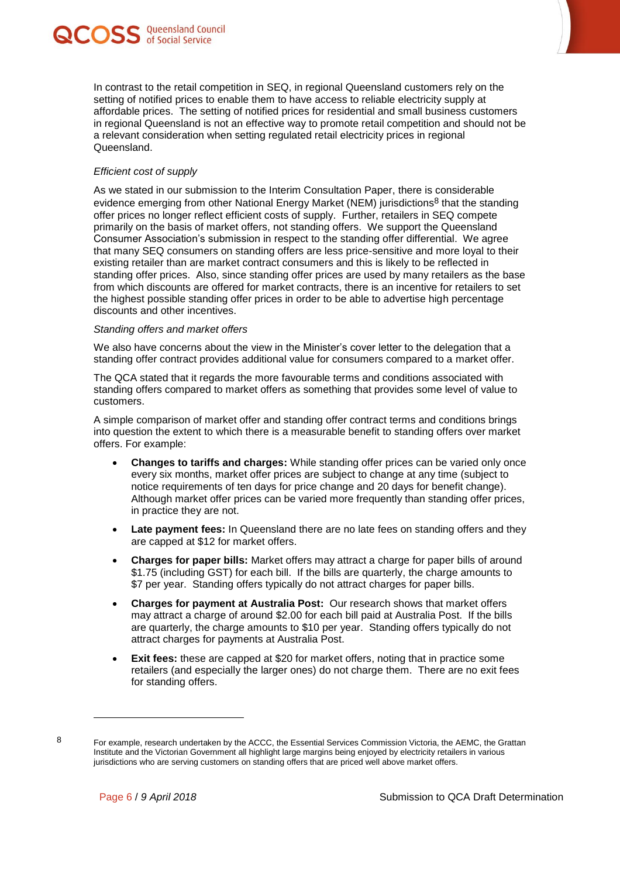In contrast to the retail competition in SEQ, in regional Queensland customers rely on the setting of notified prices to enable them to have access to reliable electricity supply at affordable prices. The setting of notified prices for residential and small business customers in regional Queensland is not an effective way to promote retail competition and should not be a relevant consideration when setting regulated retail electricity prices in regional Queensland.

*Efficient cost of supply*

As we stated in our submission to the Interim Consultation Paper, there is considerable evidence emerging from other National Energy Market (NEM) jurisdictions[8] that the standing offer prices no longer reflect efficient costs of supply. Further, retailers in SEQ compete primarily on the basis of market offers, not standing offers. We support the Queensland Consumer Association's submission in respect to the standing offer differential. We agree that many SEQ consumers on standing offers are less price-sensitive and more loyal to their existing retailer than are market contract consumers and this is likely to be reflected in standing offer prices. Also, since standing offer prices are used by many retailers as the base from which discounts are offered for market contracts, there is an incentive for retailers to set the highest possible standing offer prices in order to be able to advertise high percentage discounts and other incentives.

*Standing offers and market offers*

We also have concerns about the view in the Minister's cover letter to the delegation that a standing offer contract provides additional value for consumers compared to a market offer.

The QCA stated that it regards the more favourable terms and conditions associated with standing offers compared to market offers as something that provides some level of value to customers.

A simple comparison of market offer and standing offer contract terms and conditions brings into question the extent to which there is a measurable benefit to standing offers over market offers. For example:

- **Changes to tariffs and charges:** While standing offer prices can be varied only once every six months, market offer prices are subject to change at any time (subject to notice requirements of ten days for price change and 20 days for benefit change). Although market offer prices can be varied more frequently than standing offer prices, in practice they are not.
- **Late payment fees:** In Queensland there are no late fees on standing offers and they are capped at $12 for market offers.
- **Charges for paper bills:** Market offers may attract a charge for paper bills of around $1.75 (including GST) for each bill. If the bills are quarterly, the charge amounts to $7 per year. Standing offers typically do not attract charges for paper bills.
- **Charges for payment at Australia Post:** Our research shows that market offers may attract a charge of around $2.00 for each bill paid at Australia Post. If the bills are quarterly, the charge amounts to $10 per year. Standing offers typically do not attract charges for payments at Australia Post.
- **Exit fees:** these are capped at $20 for market offers, noting that in practice some retailers (and especially the larger ones) do not charge them. There are no exit fees for standing offers.

---

[8] For example, research undertaken by the ACCC, the Essential Services Commission Victoria, the AEMC, the Grattan Institute and the Victorian Government all highlight large margins being enjoyed by electricity retailers in various jurisdictions who are serving customers on standing offers that are priced well above market offers.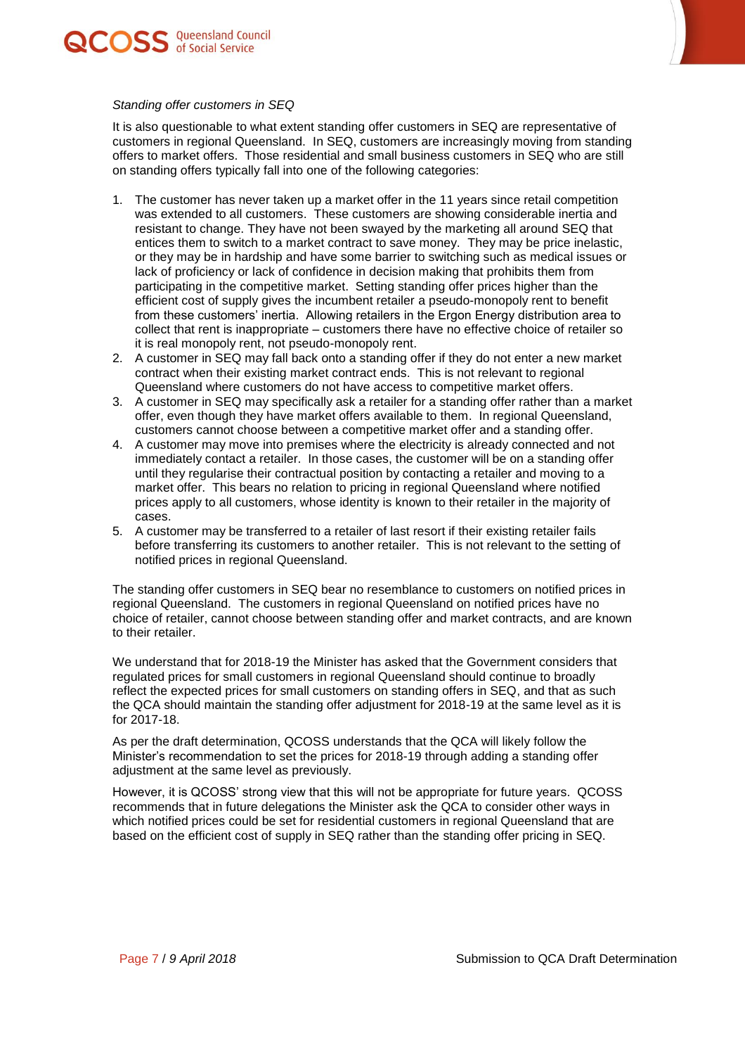*Standing offer customers in SEQ*

It is also questionable to what extent standing offer customers in SEQ are representative of customers in regional Queensland. In SEQ, customers are increasingly moving from standing offers to market offers. Those residential and small business customers in SEQ who are still on standing offers typically fall into one of the following categories:

1. The customer has never taken up a market offer in the 11 years since retail competition was extended to all customers. These customers are showing considerable inertia and resistant to change. They have not been swayed by the marketing all around SEQ that entices them to switch to a market contract to save money. They may be price inelastic, or they may be in hardship and have some barrier to switching such as medical issues or lack of proficiency or lack of confidence in decision making that prohibits them from participating in the competitive market. Setting standing offer prices higher than the efficient cost of supply gives the incumbent retailer a pseudo-monopoly rent to benefit from these customers' inertia. Allowing retailers in the Ergon Energy distribution area to collect that rent is inappropriate – customers there have no effective choice of retailer so it is real monopoly rent, not pseudo-monopoly rent.
2. A customer in SEQ may fall back onto a standing offer if they do not enter a new market contract when their existing market contract ends. This is not relevant to regional Queensland where customers do not have access to competitive market offers.
3. A customer in SEQ may specifically ask a retailer for a standing offer rather than a market offer, even though they have market offers available to them. In regional Queensland, customers cannot choose between a competitive market offer and a standing offer.
4. A customer may move into premises where the electricity is already connected and not immediately contact a retailer. In those cases, the customer will be on a standing offer until they regularise their contractual position by contacting a retailer and moving to a market offer. This bears no relation to pricing in regional Queensland where notified prices apply to all customers, whose identity is known to their retailer in the majority of cases.
5. A customer may be transferred to a retailer of last resort if their existing retailer fails before transferring its customers to another retailer. This is not relevant to the setting of notified prices in regional Queensland.

The standing offer customers in SEQ bear no resemblance to customers on notified prices in regional Queensland. The customers in regional Queensland on notified prices have no choice of retailer, cannot choose between standing offer and market contracts, and are known to their retailer.

We understand that for 2018-19 the Minister has asked that the Government considers that regulated prices for small customers in regional Queensland should continue to broadly reflect the expected prices for small customers on standing offers in SEQ, and that as such the QCA should maintain the standing offer adjustment for 2018-19 at the same level as it is for 2017-18.

As per the draft determination, QCOSS understands that the QCA will likely follow the Minister's recommendation to set the prices for 2018-19 through adding a standing offer adjustment at the same level as previously.

However, it is QCOSS' strong view that this will not be appropriate for future years. QCOSS recommends that in future delegations the Minister ask the QCA to consider other ways in which notified prices could be set for residential customers in regional Queensland that are based on the efficient cost of supply in SEQ rather than the standing offer pricing in SEQ.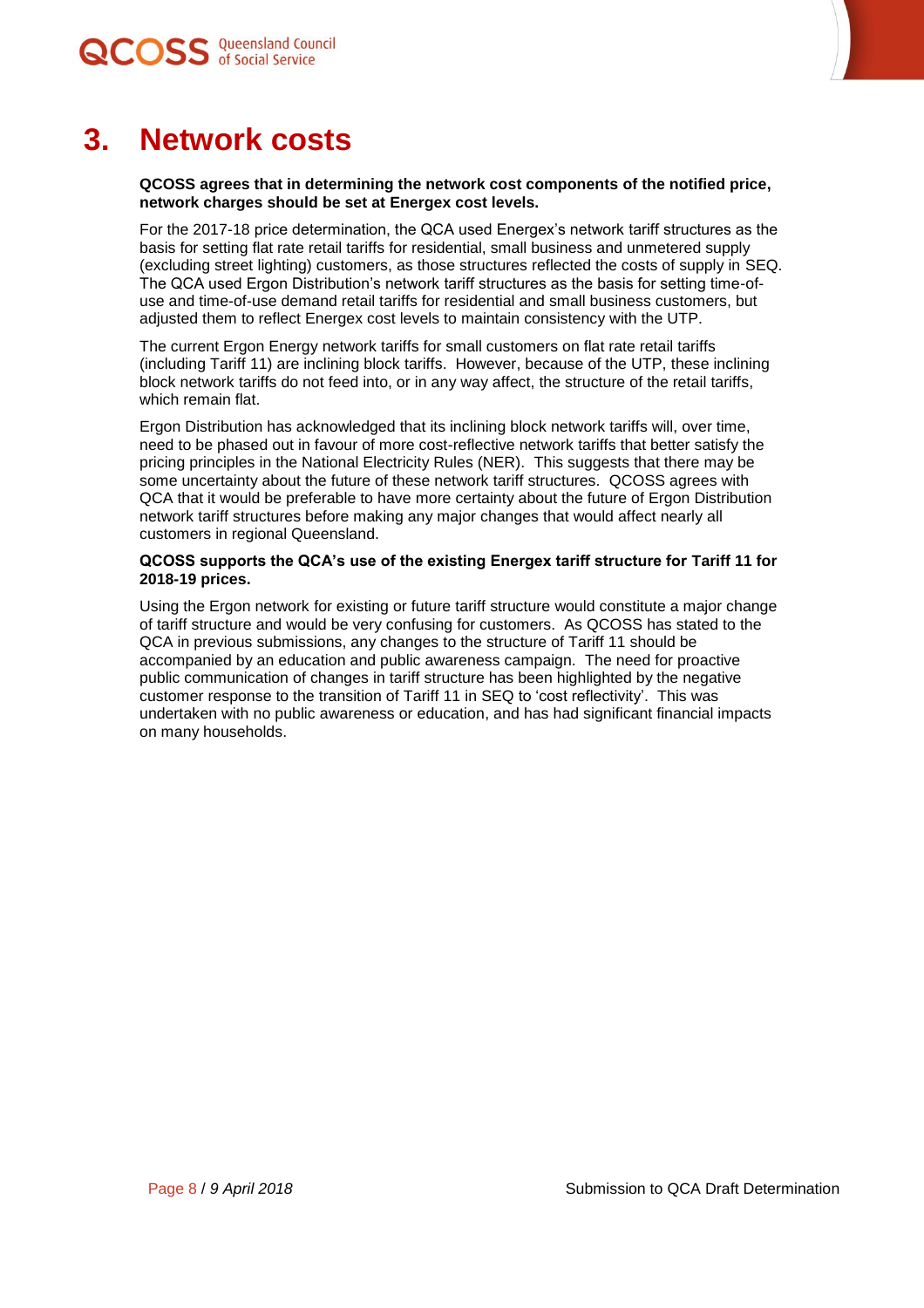# 3. Network costs

**QCOSS agrees that in determining the network cost components of the notified price, network charges should be set at Energex cost levels.**

For the 2017-18 price determination, the QCA used Energex's network tariff structures as the basis for setting flat rate retail tariffs for residential, small business and unmetered supply (excluding street lighting) customers, as those structures reflected the costs of supply in SEQ. The QCA used Ergon Distribution's network tariff structures as the basis for setting time-of-use and time-of-use demand retail tariffs for residential and small business customers, but adjusted them to reflect Energex cost levels to maintain consistency with the UTP.

The current Ergon Energy network tariffs for small customers on flat rate retail tariffs (including Tariff 11) are inclining block tariffs. However, because of the UTP, these inclining block network tariffs do not feed into, or in any way affect, the structure of the retail tariffs, which remain flat.

Ergon Distribution has acknowledged that its inclining block network tariffs will, over time, need to be phased out in favour of more cost-reflective network tariffs that better satisfy the pricing principles in the National Electricity Rules (NER). This suggests that there may be some uncertainty about the future of these network tariff structures. QCOSS agrees with QCA that it would be preferable to have more certainty about the future of Ergon Distribution network tariff structures before making any major changes that would affect nearly all customers in regional Queensland.

**QCOSS supports the QCA's use of the existing Energex tariff structure for Tariff 11 for 2018-19 prices.**

Using the Ergon network for existing or future tariff structure would constitute a major change of tariff structure and would be very confusing for customers. As QCOSS has stated to the QCA in previous submissions, any changes to the structure of Tariff 11 should be accompanied by an education and public awareness campaign. The need for proactive public communication of changes in tariff structure has been highlighted by the negative customer response to the transition of Tariff 11 in SEQ to 'cost reflectivity'. This was undertaken with no public awareness or education, and has had significant financial impacts on many households.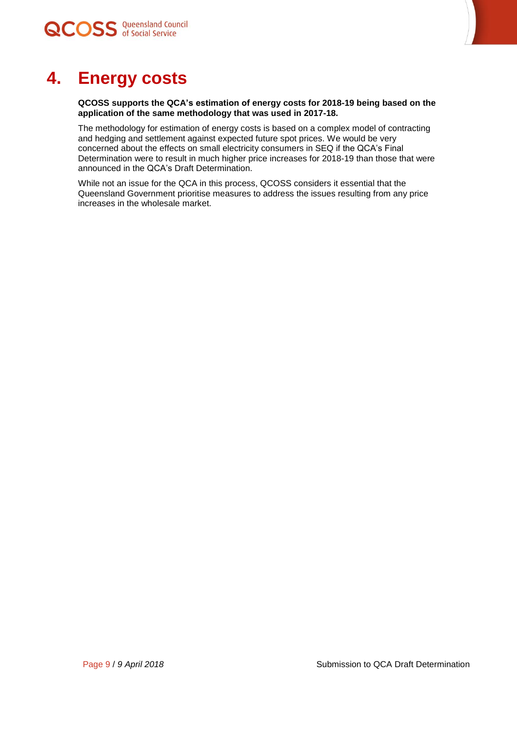# 4. Energy costs

**QCOSS supports the QCA's estimation of energy costs for 2018-19 being based on the application of the same methodology that was used in 2017-18.**

The methodology for estimation of energy costs is based on a complex model of contracting and hedging and settlement against expected future spot prices. We would be very concerned about the effects on small electricity consumers in SEQ if the QCA's Final Determination were to result in much higher price increases for 2018-19 than those that were announced in the QCA's Draft Determination.

While not an issue for the QCA in this process, QCOSS considers it essential that the Queensland Government prioritise measures to address the issues resulting from any price increases in the wholesale market.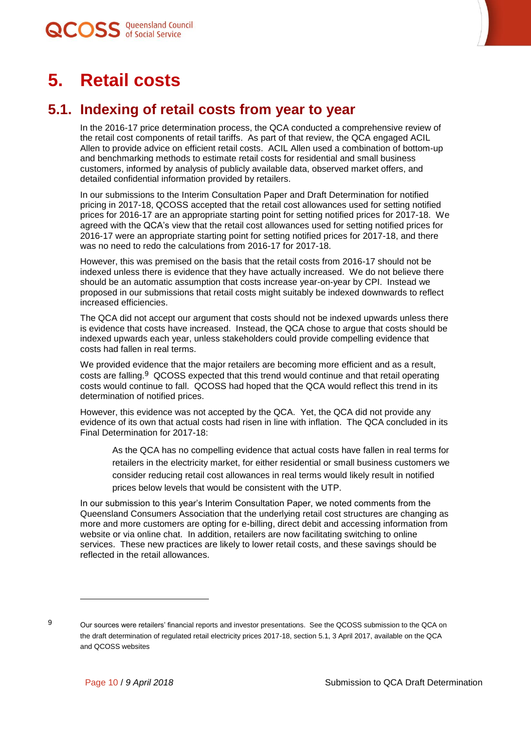# 5. Retail costs

## 5.1. Indexing of retail costs from year to year

In the 2016-17 price determination process, the QCA conducted a comprehensive review of the retail cost components of retail tariffs. As part of that review, the QCA engaged ACIL Allen to provide advice on efficient retail costs. ACIL Allen used a combination of bottom-up and benchmarking methods to estimate retail costs for residential and small business customers, informed by analysis of publicly available data, observed market offers, and detailed confidential information provided by retailers.

In our submissions to the Interim Consultation Paper and Draft Determination for notified pricing in 2017-18, QCOSS accepted that the retail cost allowances used for setting notified prices for 2016-17 are an appropriate starting point for setting notified prices for 2017-18. We agreed with the QCA's view that the retail cost allowances used for setting notified prices for 2016-17 were an appropriate starting point for setting notified prices for 2017-18, and there was no need to redo the calculations from 2016-17 for 2017-18.

However, this was premised on the basis that the retail costs from 2016-17 should not be indexed unless there is evidence that they have actually increased. We do not believe there should be an automatic assumption that costs increase year-on-year by CPI. Instead we proposed in our submissions that retail costs might suitably be indexed downwards to reflect increased efficiencies.

The QCA did not accept our argument that costs should not be indexed upwards unless there is evidence that costs have increased. Instead, the QCA chose to argue that costs should be indexed upwards each year, unless stakeholders could provide compelling evidence that costs had fallen in real terms.

We provided evidence that the major retailers are becoming more efficient and as a result, costs are falling.[9] QCOSS expected that this trend would continue and that retail operating costs would continue to fall. QCOSS had hoped that the QCA would reflect this trend in its determination of notified prices.

However, this evidence was not accepted by the QCA. Yet, the QCA did not provide any evidence of its own that actual costs had risen in line with inflation. The QCA concluded in its Final Determination for 2017-18:

> As the QCA has no compelling evidence that actual costs have fallen in real terms for retailers in the electricity market, for either residential or small business customers we consider reducing retail cost allowances in real terms would likely result in notified prices below levels that would be consistent with the UTP.

In our submission to this year's Interim Consultation Paper, we noted comments from the Queensland Consumers Association that the underlying retail cost structures are changing as more and more customers are opting for e-billing, direct debit and accessing information from website or via online chat. In addition, retailers are now facilitating switching to online services. These new practices are likely to lower retail costs, and these savings should be reflected in the retail allowances.

---

[9] Our sources were retailers' financial reports and investor presentations. See the QCOSS submission to the QCA on the draft determination of regulated retail electricity prices 2017-18, section 5.1, 3 April 2017, available on the QCA and QCOSS websites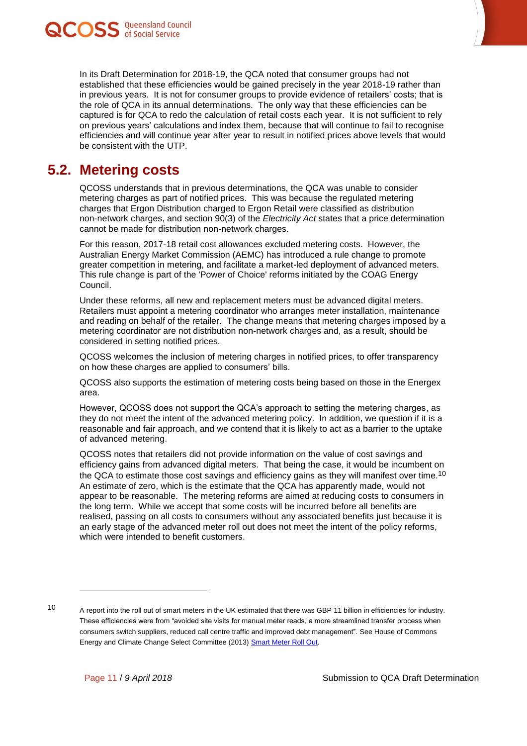In its Draft Determination for 2018-19, the QCA noted that consumer groups had not established that these efficiencies would be gained precisely in the year 2018-19 rather than in previous years. It is not for consumer groups to provide evidence of retailers' costs; that is the role of QCA in its annual determinations. The only way that these efficiencies can be captured is for QCA to redo the calculation of retail costs each year. It is not sufficient to rely on previous years' calculations and index them, because that will continue to fail to recognise efficiencies and will continue year after year to result in notified prices above levels that would be consistent with the UTP.

## 5.2. Metering costs

QCOSS understands that in previous determinations, the QCA was unable to consider metering charges as part of notified prices. This was because the regulated metering charges that Ergon Distribution charged to Ergon Retail were classified as distribution non-network charges, and section 90(3) of the *Electricity Act* states that a price determination cannot be made for distribution non-network charges.

For this reason, 2017-18 retail cost allowances excluded metering costs. However, the Australian Energy Market Commission (AEMC) has introduced a rule change to promote greater competition in metering, and facilitate a market-led deployment of advanced meters. This rule change is part of the 'Power of Choice' reforms initiated by the COAG Energy Council.

Under these reforms, all new and replacement meters must be advanced digital meters. Retailers must appoint a metering coordinator who arranges meter installation, maintenance and reading on behalf of the retailer. The change means that metering charges imposed by a metering coordinator are not distribution non-network charges and, as a result, should be considered in setting notified prices.

QCOSS welcomes the inclusion of metering charges in notified prices, to offer transparency on how these charges are applied to consumers' bills.

QCOSS also supports the estimation of metering costs being based on those in the Energex area.

However, QCOSS does not support the QCA's approach to setting the metering charges, as they do not meet the intent of the advanced metering policy. In addition, we question if it is a reasonable and fair approach, and we contend that it is likely to act as a barrier to the uptake of advanced metering.

QCOSS notes that retailers did not provide information on the value of cost savings and efficiency gains from advanced digital meters. That being the case, it would be incumbent on the QCA to estimate those cost savings and efficiency gains as they will manifest over time.[10] An estimate of zero, which is the estimate that the QCA has apparently made, would not appear to be reasonable. The metering reforms are aimed at reducing costs to consumers in the long term. While we accept that some costs will be incurred before all benefits are realised, passing on all costs to consumers without any associated benefits just because it is an early stage of the advanced meter roll out does not meet the intent of the policy reforms, which were intended to benefit customers.

---

[10] A report into the roll out of smart meters in the UK estimated that there was GBP 11 billion in efficiencies for industry. These efficiencies were from "avoided site visits for manual meter reads, a more streamlined transfer process when consumers switch suppliers, reduced call centre traffic and improved debt management". See House of Commons Energy and Climate Change Select Committee (2013) Smart Meter Roll Out.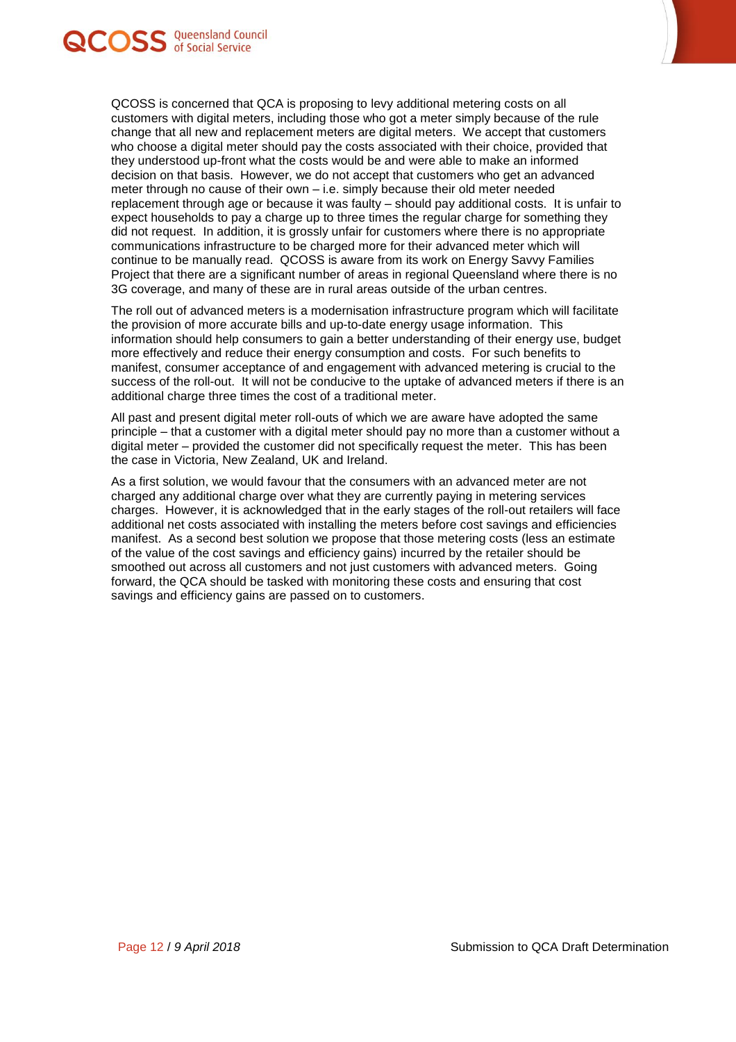QCOSS is concerned that QCA is proposing to levy additional metering costs on all customers with digital meters, including those who got a meter simply because of the rule change that all new and replacement meters are digital meters. We accept that customers who choose a digital meter should pay the costs associated with their choice, provided that they understood up-front what the costs would be and were able to make an informed decision on that basis. However, we do not accept that customers who get an advanced meter through no cause of their own – i.e. simply because their old meter needed replacement through age or because it was faulty – should pay additional costs. It is unfair to expect households to pay a charge up to three times the regular charge for something they did not request. In addition, it is grossly unfair for customers where there is no appropriate communications infrastructure to be charged more for their advanced meter which will continue to be manually read. QCOSS is aware from its work on Energy Savvy Families Project that there are a significant number of areas in regional Queensland where there is no 3G coverage, and many of these are in rural areas outside of the urban centres.

The roll out of advanced meters is a modernisation infrastructure program which will facilitate the provision of more accurate bills and up-to-date energy usage information. This information should help consumers to gain a better understanding of their energy use, budget more effectively and reduce their energy consumption and costs. For such benefits to manifest, consumer acceptance of and engagement with advanced metering is crucial to the success of the roll-out. It will not be conducive to the uptake of advanced meters if there is an additional charge three times the cost of a traditional meter.

All past and present digital meter roll-outs of which we are aware have adopted the same principle – that a customer with a digital meter should pay no more than a customer without a digital meter – provided the customer did not specifically request the meter. This has been the case in Victoria, New Zealand, UK and Ireland.

As a first solution, we would favour that the consumers with an advanced meter are not charged any additional charge over what they are currently paying in metering services charges. However, it is acknowledged that in the early stages of the roll-out retailers will face additional net costs associated with installing the meters before cost savings and efficiencies manifest. As a second best solution we propose that those metering costs (less an estimate of the value of the cost savings and efficiency gains) incurred by the retailer should be smoothed out across all customers and not just customers with advanced meters. Going forward, the QCA should be tasked with monitoring these costs and ensuring that cost savings and efficiency gains are passed on to customers.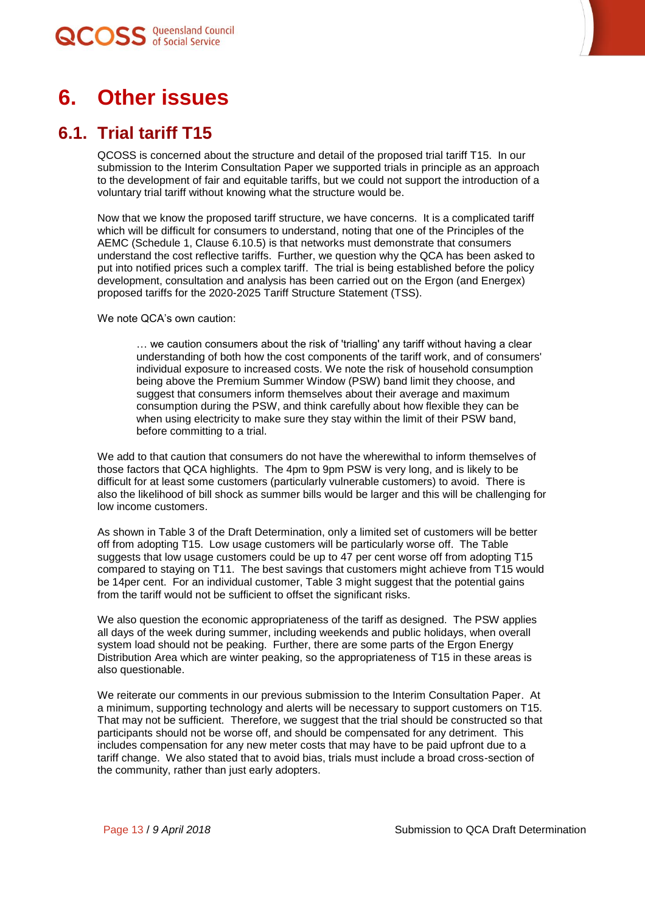# 6. Other issues

## 6.1. Trial tariff T15

QCOSS is concerned about the structure and detail of the proposed trial tariff T15. In our submission to the Interim Consultation Paper we supported trials in principle as an approach to the development of fair and equitable tariffs, but we could not support the introduction of a voluntary trial tariff without knowing what the structure would be.

Now that we know the proposed tariff structure, we have concerns. It is a complicated tariff which will be difficult for consumers to understand, noting that one of the Principles of the AEMC (Schedule 1, Clause 6.10.5) is that networks must demonstrate that consumers understand the cost reflective tariffs. Further, we question why the QCA has been asked to put into notified prices such a complex tariff. The trial is being established before the policy development, consultation and analysis has been carried out on the Ergon (and Energex) proposed tariffs for the 2020-2025 Tariff Structure Statement (TSS).

We note QCA's own caution:

> … we caution consumers about the risk of 'trialling' any tariff without having a clear understanding of both how the cost components of the tariff work, and of consumers' individual exposure to increased costs. We note the risk of household consumption being above the Premium Summer Window (PSW) band limit they choose, and suggest that consumers inform themselves about their average and maximum consumption during the PSW, and think carefully about how flexible they can be when using electricity to make sure they stay within the limit of their PSW band, before committing to a trial.

We add to that caution that consumers do not have the wherewithal to inform themselves of those factors that QCA highlights. The 4pm to 9pm PSW is very long, and is likely to be difficult for at least some customers (particularly vulnerable customers) to avoid. There is also the likelihood of bill shock as summer bills would be larger and this will be challenging for low income customers.

As shown in Table 3 of the Draft Determination, only a limited set of customers will be better off from adopting T15. Low usage customers will be particularly worse off. The Table suggests that low usage customers could be up to 47 per cent worse off from adopting T15 compared to staying on T11. The best savings that customers might achieve from T15 would be 14per cent. For an individual customer, Table 3 might suggest that the potential gains from the tariff would not be sufficient to offset the significant risks.

We also question the economic appropriateness of the tariff as designed. The PSW applies all days of the week during summer, including weekends and public holidays, when overall system load should not be peaking. Further, there are some parts of the Ergon Energy Distribution Area which are winter peaking, so the appropriateness of T15 in these areas is also questionable.

We reiterate our comments in our previous submission to the Interim Consultation Paper. At a minimum, supporting technology and alerts will be necessary to support customers on T15. That may not be sufficient. Therefore, we suggest that the trial should be constructed so that participants should not be worse off, and should be compensated for any detriment. This includes compensation for any new meter costs that may have to be paid upfront due to a tariff change. We also stated that to avoid bias, trials must include a broad cross-section of the community, rather than just early adopters.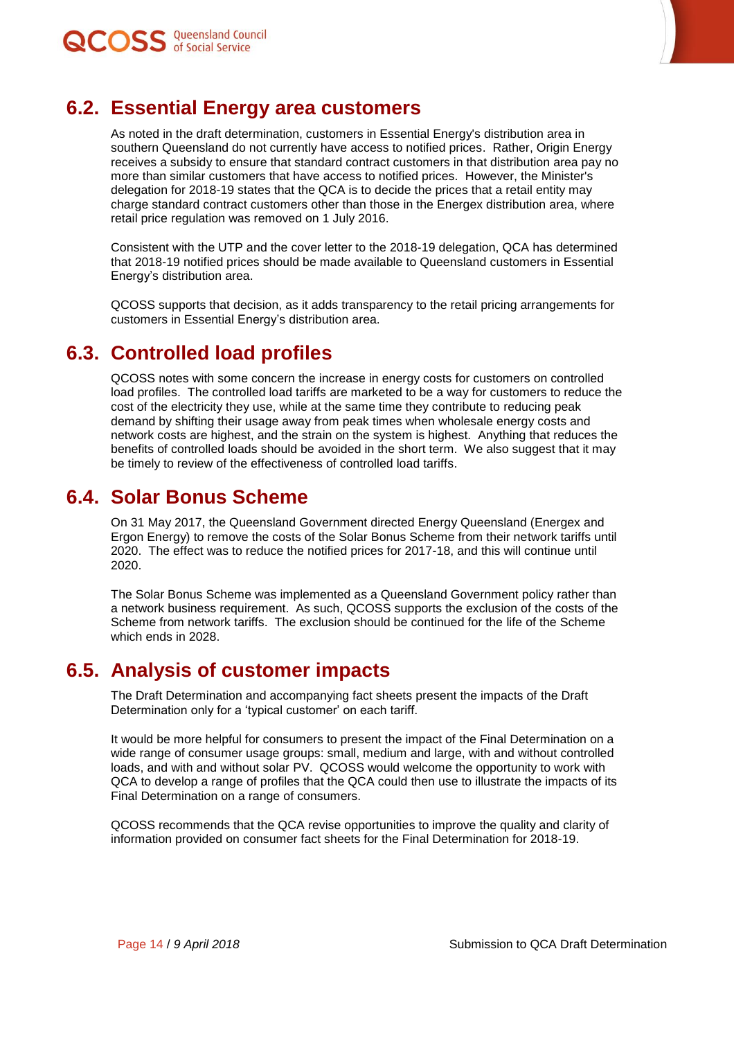## 6.2. Essential Energy area customers

As noted in the draft determination, customers in Essential Energy's distribution area in southern Queensland do not currently have access to notified prices. Rather, Origin Energy receives a subsidy to ensure that standard contract customers in that distribution area pay no more than similar customers that have access to notified prices. However, the Minister's delegation for 2018-19 states that the QCA is to decide the prices that a retail entity may charge standard contract customers other than those in the Energex distribution area, where retail price regulation was removed on 1 July 2016.

Consistent with the UTP and the cover letter to the 2018-19 delegation, QCA has determined that 2018-19 notified prices should be made available to Queensland customers in Essential Energy's distribution area.

QCOSS supports that decision, as it adds transparency to the retail pricing arrangements for customers in Essential Energy's distribution area.

## 6.3. Controlled load profiles

QCOSS notes with some concern the increase in energy costs for customers on controlled load profiles. The controlled load tariffs are marketed to be a way for customers to reduce the cost of the electricity they use, while at the same time they contribute to reducing peak demand by shifting their usage away from peak times when wholesale energy costs and network costs are highest, and the strain on the system is highest. Anything that reduces the benefits of controlled loads should be avoided in the short term. We also suggest that it may be timely to review of the effectiveness of controlled load tariffs.

## 6.4. Solar Bonus Scheme

On 31 May 2017, the Queensland Government directed Energy Queensland (Energex and Ergon Energy) to remove the costs of the Solar Bonus Scheme from their network tariffs until 2020. The effect was to reduce the notified prices for 2017-18, and this will continue until 2020.

The Solar Bonus Scheme was implemented as a Queensland Government policy rather than a network business requirement. As such, QCOSS supports the exclusion of the costs of the Scheme from network tariffs. The exclusion should be continued for the life of the Scheme which ends in 2028.

## 6.5. Analysis of customer impacts

The Draft Determination and accompanying fact sheets present the impacts of the Draft Determination only for a 'typical customer' on each tariff.

It would be more helpful for consumers to present the impact of the Final Determination on a wide range of consumer usage groups: small, medium and large, with and without controlled loads, and with and without solar PV. QCOSS would welcome the opportunity to work with QCA to develop a range of profiles that the QCA could then use to illustrate the impacts of its Final Determination on a range of consumers.

QCOSS recommends that the QCA revise opportunities to improve the quality and clarity of information provided on consumer fact sheets for the Final Determination for 2018-19.